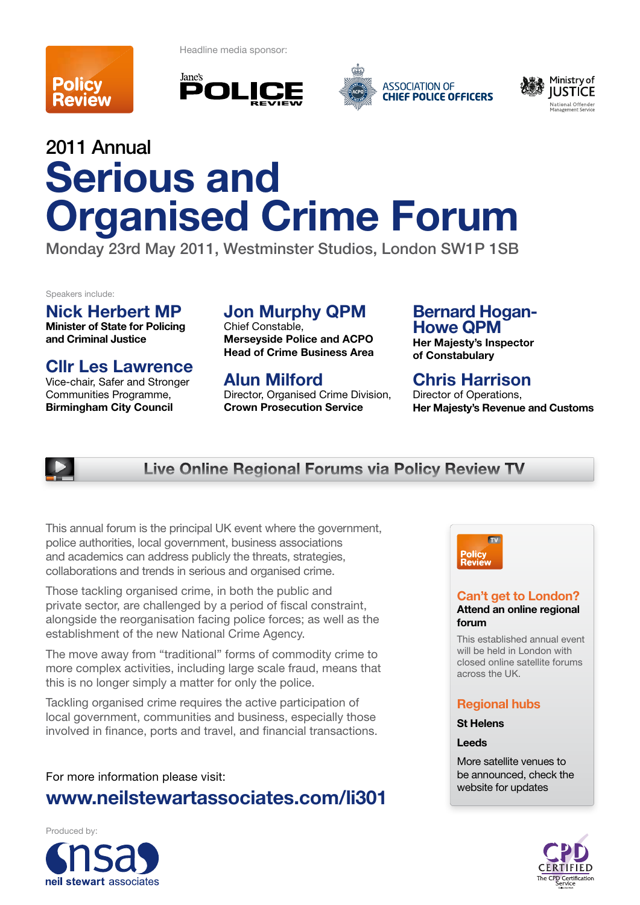Policy Review

Headline media sponsor:

Jane's POLICE REVIEW

ASSOCIATION OF CHIEF POLICE OFFICERS

Ministry of JUSTICE
National Offender Management Service

2011 Annual

# Serious and Organised Crime Forum

Monday 23rd May 2011, Westminster Studios, London SW1P 1SB

Speakers include:

## Nick Herbert MP
**Minister of State for Policing and Criminal Justice**

## Cllr Les Lawrence
Vice-chair, Safer and Stronger Communities Programme, **Birmingham City Council**

## Jon Murphy QPM
Chief Constable, **Merseyside Police and ACPO Head of Crime Business Area**

## Alun Milford
Director, Organised Crime Division, **Crown Prosecution Service**

## Bernard Hogan-Howe QPM
**Her Majesty's Inspector of Constabulary**

## Chris Harrison
Director of Operations, **Her Majesty's Revenue and Customs**

## Live Online Regional Forums via Policy Review TV

This annual forum is the principal UK event where the government, police authorities, local government, business associations and academics can address publicly the threats, strategies, collaborations and trends in serious and organised crime.

Those tackling organised crime, in both the public and private sector, are challenged by a period of fiscal constraint, alongside the reorganisation facing police forces; as well as the establishment of the new National Crime Agency.

The move away from "traditional" forms of commodity crime to more complex activities, including large scale fraud, means that this is no longer simply a matter for only the police.

Tackling organised crime requires the active participation of local government, communities and business, especially those involved in finance, ports and travel, and financial transactions.

For more information please visit:

**www.neilstewartassociates.com/li301**

Policy Review TV

### Can't get to London?
**Attend an online regional forum**

This established annual event will be held in London with closed online satellite forums across the UK.

### Regional hubs

**St Helens**

**Leeds**

More satellite venues to be announced, check the website for updates

Produced by:

nsa neil stewart associates

CPD CERTIFIED The CPD Certification Service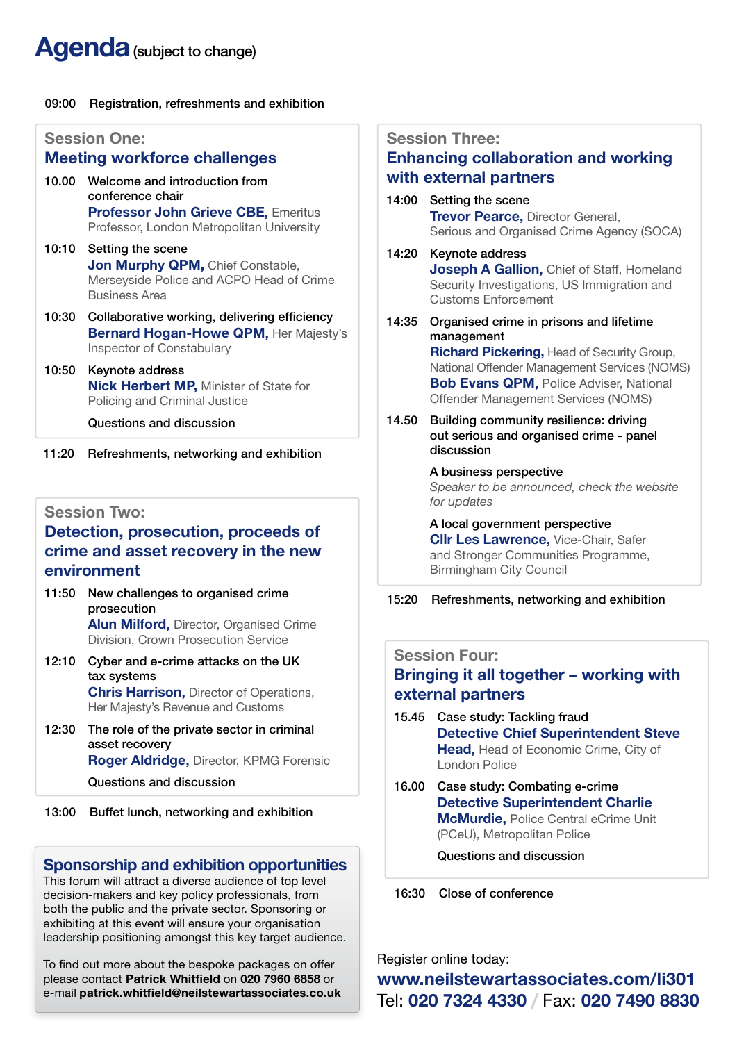# Agenda (subject to change)

09:00 Registration, refreshments and exhibition

## Session One: Meeting workforce challenges

**10.00** Welcome and introduction from conference chair
**Professor John Grieve CBE,** Emeritus Professor, London Metropolitan University

**10:10** Setting the scene
**Jon Murphy QPM,** Chief Constable, Merseyside Police and ACPO Head of Crime Business Area

**10:30** Collaborative working, delivering efficiency
**Bernard Hogan-Howe QPM,** Her Majesty's Inspector of Constabulary

**10:50** Keynote address
**Nick Herbert MP,** Minister of State for Policing and Criminal Justice

Questions and discussion

11:20 Refreshments, networking and exhibition

## Session Two: Detection, prosecution, proceeds of crime and asset recovery in the new environment

**11:50** New challenges to organised crime prosecution
**Alun Milford,** Director, Organised Crime Division, Crown Prosecution Service

**12:10** Cyber and e-crime attacks on the UK tax systems
**Chris Harrison,** Director of Operations, Her Majesty's Revenue and Customs

**12:30** The role of the private sector in criminal asset recovery
**Roger Aldridge,** Director, KPMG Forensic

Questions and discussion

13:00 Buffet lunch, networking and exhibition

## Sponsorship and exhibition opportunities

This forum will attract a diverse audience of top level decision-makers and key policy professionals, from both the public and the private sector. Sponsoring or exhibiting at this event will ensure your organisation leadership positioning amongst this key target audience.

To find out more about the bespoke packages on offer please contact **Patrick Whitfield** on **020 7960 6858** or e-mail **patrick.whitfield@neilstewartassociates.co.uk**

## Session Three: Enhancing collaboration and working with external partners

**14:00** Setting the scene
**Trevor Pearce,** Director General, Serious and Organised Crime Agency (SOCA)

**14:20** Keynote address
**Joseph A Gallion,** Chief of Staff, Homeland Security Investigations, US Immigration and Customs Enforcement

**14:35** Organised crime in prisons and lifetime management
**Richard Pickering,** Head of Security Group, National Offender Management Services (NOMS)
**Bob Evans QPM,** Police Adviser, National Offender Management Services (NOMS)

**14.50** Building community resilience: driving out serious and organised crime - panel discussion

A business perspective
*Speaker to be announced, check the website for updates*

A local government perspective
**Cllr Les Lawrence,** Vice-Chair, Safer and Stronger Communities Programme, Birmingham City Council

15:20 Refreshments, networking and exhibition

## Session Four: Bringing it all together – working with external partners

**15.45** Case study: Tackling fraud
**Detective Chief Superintendent Steve Head,** Head of Economic Crime, City of London Police

**16.00** Case study: Combating e-crime
**Detective Superintendent Charlie McMurdie,** Police Central eCrime Unit (PCeU), Metropolitan Police

Questions and discussion

16:30 Close of conference

Register online today:
**www.neilstewartassociates.com/li301**
Tel: **020 7324 4330** / Fax: **020 7490 8830**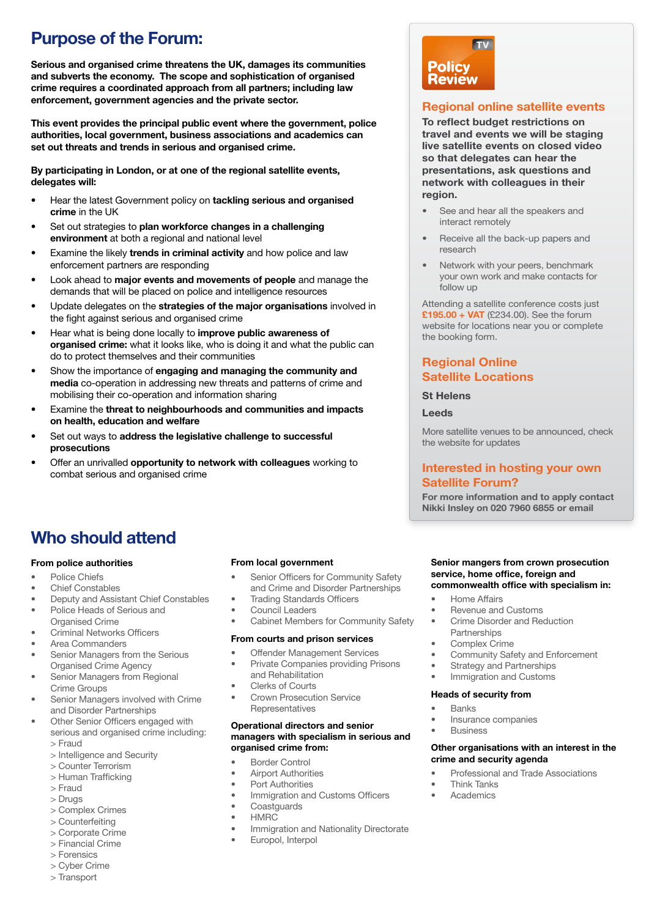# Purpose of the Forum:

**Serious and organised crime threatens the UK, damages its communities and subverts the economy. The scope and sophistication of organised crime requires a coordinated approach from all partners; including law enforcement, government agencies and the private sector.**

**This event provides the principal public event where the government, police authorities, local government, business associations and academics can set out threats and trends in serious and organised crime.**

**By participating in London, or at one of the regional satellite events, delegates will:**

- Hear the latest Government policy on **tackling serious and organised crime** in the UK
- Set out strategies to **plan workforce changes in a challenging environment** at both a regional and national level
- Examine the likely **trends in criminal activity** and how police and law enforcement partners are responding
- Look ahead to **major events and movements of people** and manage the demands that will be placed on police and intelligence resources
- Update delegates on the **strategies of the major organisations** involved in the fight against serious and organised crime
- Hear what is being done locally to **improve public awareness of organised crime:** what it looks like, who is doing it and what the public can do to protect themselves and their communities
- Show the importance of **engaging and managing the community and media** co-operation in addressing new threats and patterns of crime and mobilising their co-operation and information sharing
- Examine the **threat to neighbourhoods and communities and impacts on health, education and welfare**
- Set out ways to **address the legislative challenge to successful prosecutions**
- Offer an unrivalled **opportunity to network with colleagues** working to combat serious and organised crime

TV Policy Review

## Regional online satellite events

**To reflect budget restrictions on travel and events we will be staging live satellite events on closed video so that delegates can hear the presentations, ask questions and network with colleagues in their region.**

- See and hear all the speakers and interact remotely
- Receive all the back-up papers and research
- Network with your peers, benchmark your own work and make contacts for follow up

Attending a satellite conference costs just **£195.00 + VAT** (£234.00). See the forum website for locations near you or complete the booking form.

## Regional Online Satellite Locations

**St Helens**

**Leeds**

More satellite venues to be announced, check the website for updates

## Interested in hosting your own Satellite Forum?

**For more information and to apply contact Nikki Insley on 020 7960 6855 or email**

# Who should attend

**From police authorities**

- Police Chiefs
- Chief Constables
- Deputy and Assistant Chief Constables
- Police Heads of Serious and Organised Crime
- Criminal Networks Officers
- Area Commanders
- Senior Managers from the Serious Organised Crime Agency
- Senior Managers from Regional Crime Groups
- Senior Managers involved with Crime and Disorder Partnerships
- Other Senior Officers engaged with serious and organised crime including:
  > Fraud
  > Intelligence and Security
  > Counter Terrorism
  > Human Trafficking
  > Fraud
  > Drugs
  > Complex Crimes
  > Counterfeiting
  > Corporate Crime
  > Financial Crime
  > Forensics
  > Cyber Crime
  > Transport

**From local government**

- Senior Officers for Community Safety and Crime and Disorder Partnerships
- Trading Standards Officers
- Council Leaders
- Cabinet Members for Community Safety

**From courts and prison services**

- Offender Management Services
- Private Companies providing Prisons and Rehabilitation
- Clerks of Courts
- Crown Prosecution Service Representatives

**Operational directors and senior managers with specialism in serious and organised crime from:**

- Border Control
- Airport Authorities
- Port Authorities
- Immigration and Customs Officers
- Coastguards
- HMRC
- Immigration and Nationality Directorate
- Europol, Interpol

**Senior mangers from crown prosecution service, home office, foreign and commonwealth office with specialism in:**

- Home Affairs
- Revenue and Customs
- Crime Disorder and Reduction Partnerships
- Complex Crime
- Community Safety and Enforcement
- Strategy and Partnerships
- Immigration and Customs

**Heads of security from**

- Banks
- Insurance companies
- Business

**Other organisations with an interest in the crime and security agenda**

- Professional and Trade Associations
- Think Tanks
- Academics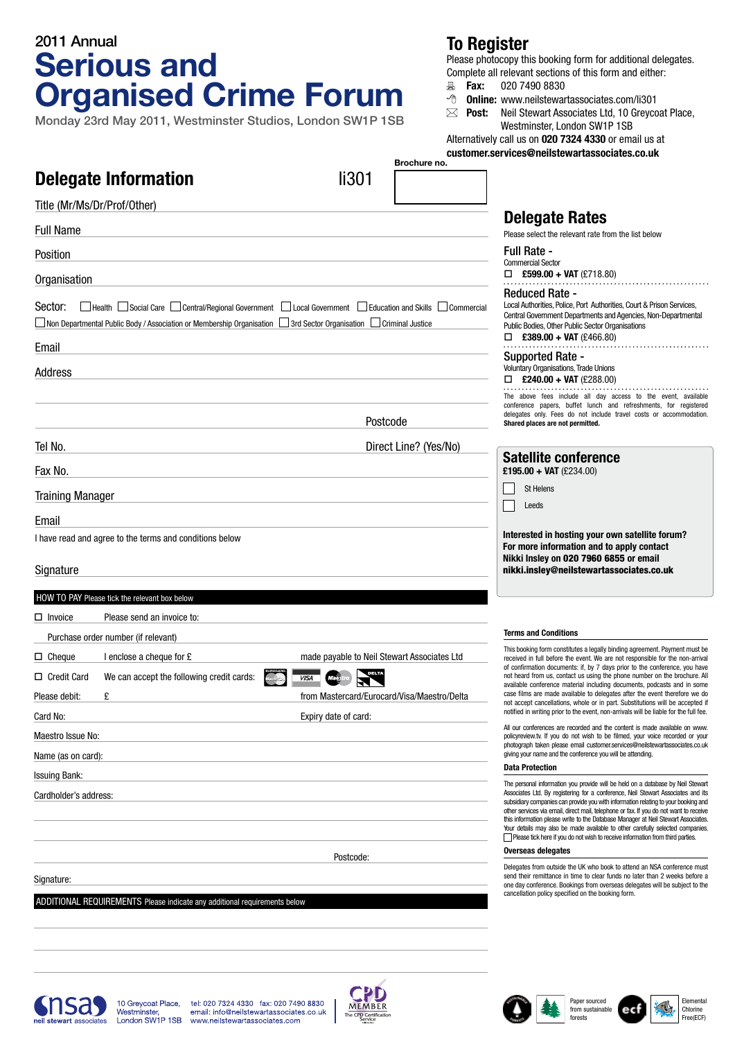2011 Annual

# Serious and Organised Crime Forum

Monday 23rd May 2011, Westminster Studios, London SW1P 1SB

## To Register

Please photocopy this booking form for additional delegates.
Complete all relevant sections of this form and either:

**Fax:** 020 7490 8830
**Online:** www.neilstewartassociates.com/li301
**Post:** Neil Stewart Associates Ltd, 10 Greycoat Place, Westminster, London SW1P 1SB

Alternatively call us on **020 7324 4330** or email us at **customer.services@neilstewartassociates.co.uk**

## Delegate Information

li301

Brochure no.

Title (Mr/Ms/Dr/Prof/Other)

Full Name

Position

Organisation

Sector: ☐ Health ☐ Social Care ☐ Central/Regional Government ☐ Local Government ☐ Education and Skills ☐ Commercial ☐ Non Departmental Public Body / Association or Membership Organisation ☐ 3rd Sector Organisation ☐ Criminal Justice

Email

Address

Postcode

Tel No. Direct Line? (Yes/No)

Fax No.

Training Manager

Email

I have read and agree to the terms and conditions below

Signature

**HOW TO PAY** Please tick the relevant box below

☐ Invoice Please send an invoice to:

Purchase order number (if relevant)

☐ Cheque I enclose a cheque for £ made payable to Neil Stewart Associates Ltd

☐ Credit Card We can accept the following credit cards:

Please debit: £ from Mastercard/Eurocard/Visa/Maestro/Delta

Card No: Expiry date of card:

Maestro Issue No:

Name (as on card):

Issuing Bank:

Cardholder's address:

Postcode:

Signature:

**ADDITIONAL REQUIREMENTS** Please indicate any additional requirements below

## Delegate Rates

Please select the relevant rate from the list below

**Full Rate -**
Commercial Sector
☐ **£599.00 + VAT** (£718.80)

**Reduced Rate -**
Local Authorities, Police, Port Authorities, Court & Prison Services, Central Government Departments and Agencies, Non-Departmental Public Bodies, Other Public Sector Organisations
☐ **£389.00 + VAT** (£466.80)

**Supported Rate -**
Voluntary Organisations, Trade Unions
☐ **£240.00 + VAT** (£288.00)

The above fees include all day access to the event, available conference papers, buffet lunch and refreshments, for registered delegates only. Fees do not include travel costs or accommodation. **Shared places are not permitted.**

## Satellite conference

**£195.00 + VAT** (£234.00)

☐ St Helens

☐ Leeds

**Interested in hosting your own satellite forum? For more information and to apply contact Nikki Insley on 020 7960 6855 or email nikki.insley@neilstewartassociates.co.uk**

### Terms and Conditions

This booking form constitutes a legally binding agreement. Payment must be received in full before the event. We are not responsible for the non-arrival of confirmation documents: if, by 7 days prior to the conference, you have not heard from us, contact us using the phone number on the brochure. All available conference material including documents, podcasts and in some case films are made available to delegates after the event therefore we do not accept cancellations, whole or in part. Substitutions will be accepted if notified in writing prior to the event, non-arrivals will be liable for the full fee.

All our conferences are recorded and the content is made available on www.policyreview.tv. If you do not wish to be filmed, your voice recorded or your photograph taken please email customer.services@neilstewartassociates.co.uk giving your name and the conference you will be attending.

### Data Protection

The personal information you provide will be held on a database by Neil Stewart Associates Ltd. By registering for a conference, Neil Stewart Associates and its subsidiary companies can provide you with information relating to your booking and other services via email, direct mail, telephone or fax. If you do not want to receive this information please write to the Database Manager at Neil Stewart Associates. Your details may also be made available to other carefully selected companies.
☐ Please tick here if you do not wish to receive information from third parties.

### Overseas delegates

Delegates from outside the UK who book to attend an NSA conference must send their remittance in time to clear funds no later than 2 weeks before a one day conference. Bookings from overseas delegates will be subject to the cancellation policy specified on the booking form.

nsa neil stewart associates — 10 Greycoat Place, Westminster, London SW1P 1SB — tel: 020 7324 4330 fax: 020 7490 8830 — email: info@neilstewartassociates.co.uk — www.neilstewartassociates.com

CPD MEMBER The CPD Certification Service

Paper sourced from sustainable forests — Elemental Chlorine Free(ECF)